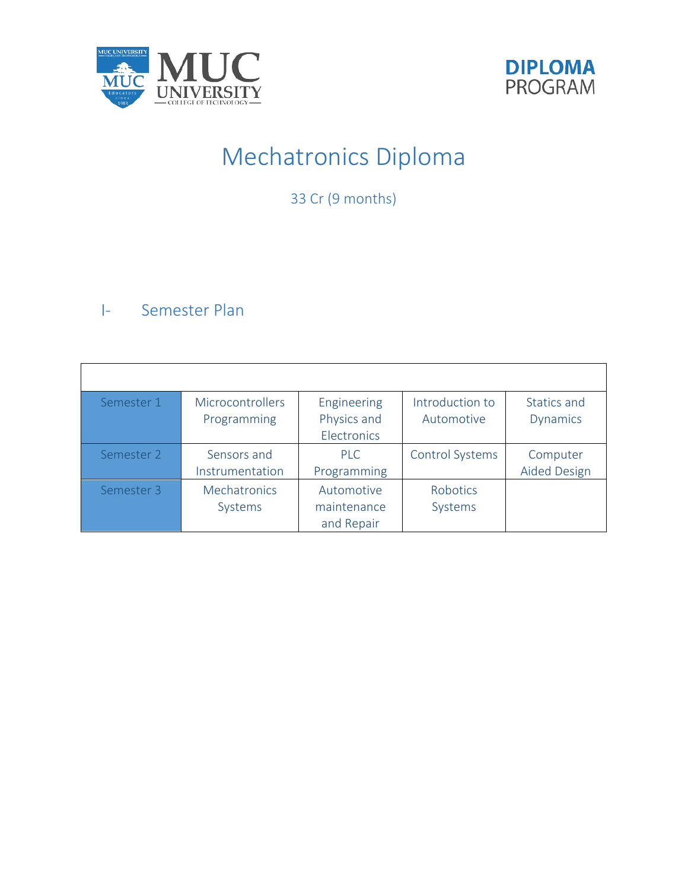MUC UNIVERSITY
COLLEGE OF TECHNOLOGY

**DIPLOMA**
PROGRAM

# Mechatronics Diploma

33 Cr (9 months)

## I- Semester Plan

| | | | | |
|---|---|---|---|---|
| Semester 1 | Microcontrollers Programming | Engineering Physics and Electronics | Introduction to Automotive | Statics and Dynamics |
| Semester 2 | Sensors and Instrumentation | PLC Programming | Control Systems | Computer Aided Design |
| Semester 3 | Mechatronics Systems | Automotive maintenance and Repair | Robotics Systems | |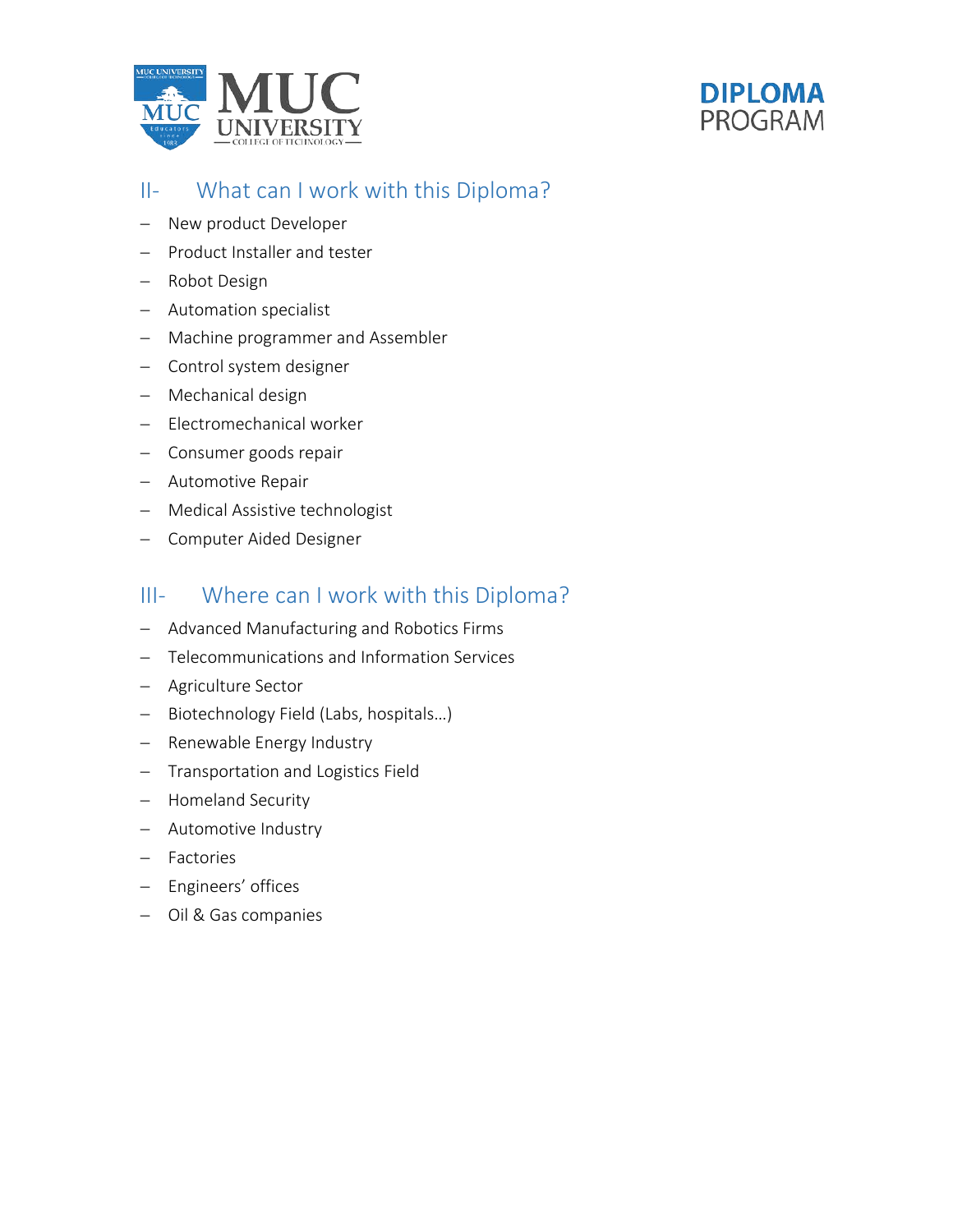## II- What can I work with this Diploma?

- New product Developer
- Product Installer and tester
- Robot Design
- Automation specialist
- Machine programmer and Assembler
- Control system designer
- Mechanical design
- Electromechanical worker
- Consumer goods repair
- Automotive Repair
- Medical Assistive technologist
- Computer Aided Designer

## III- Where can I work with this Diploma?

- Advanced Manufacturing and Robotics Firms
- Telecommunications and Information Services
- Agriculture Sector
- Biotechnology Field (Labs, hospitals…)
- Renewable Energy Industry
- Transportation and Logistics Field
- Homeland Security
- Automotive Industry
- Factories
- Engineers' offices
- Oil & Gas companies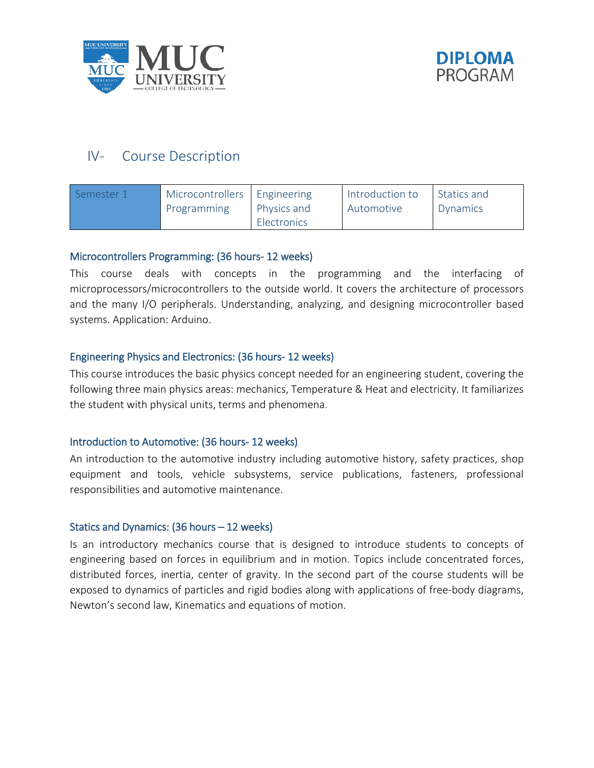## IV- Course Description

| Semester 1 | Microcontrollers Programming | Engineering Physics and Electronics | Introduction to Automotive | Statics and Dynamics |
| --- | --- | --- | --- | --- |

### Microcontrollers Programming: (36 hours- 12 weeks)

This course deals with concepts in the programming and the interfacing of microprocessors/microcontrollers to the outside world. It covers the architecture of processors and the many I/O peripherals. Understanding, analyzing, and designing microcontroller based systems. Application: Arduino.

### Engineering Physics and Electronics: (36 hours- 12 weeks)

This course introduces the basic physics concept needed for an engineering student, covering the following three main physics areas: mechanics, Temperature & Heat and electricity. It familiarizes the student with physical units, terms and phenomena.

### Introduction to Automotive: (36 hours- 12 weeks)

An introduction to the automotive industry including automotive history, safety practices, shop equipment and tools, vehicle subsystems, service publications, fasteners, professional responsibilities and automotive maintenance.

### Statics and Dynamics: (36 hours – 12 weeks)

Is an introductory mechanics course that is designed to introduce students to concepts of engineering based on forces in equilibrium and in motion. Topics include concentrated forces, distributed forces, inertia, center of gravity. In the second part of the course students will be exposed to dynamics of particles and rigid bodies along with applications of free-body diagrams, Newton's second law, Kinematics and equations of motion.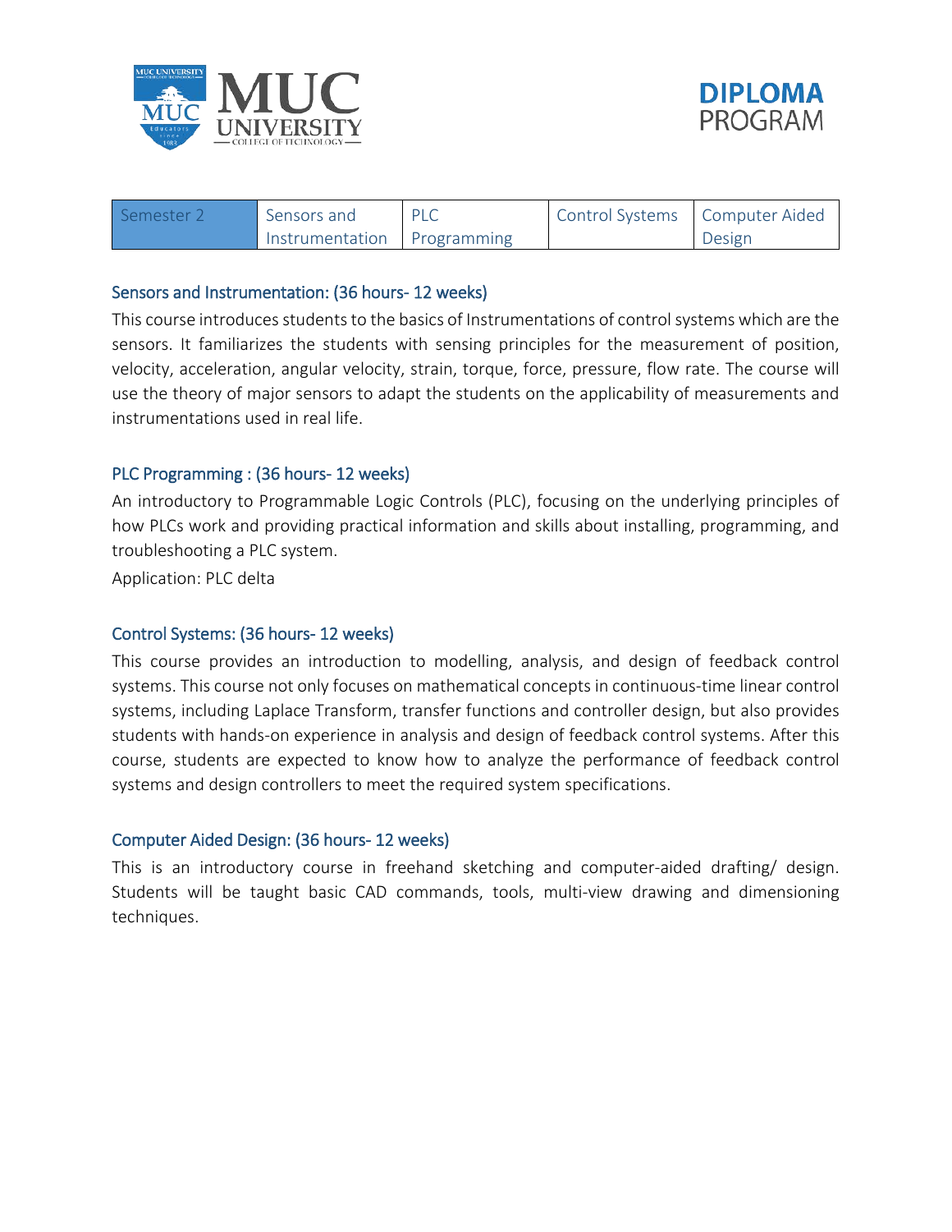| Semester 2 | Sensors and Instrumentation | PLC Programming | Control Systems | Computer Aided Design |
|---|---|---|---|---|

### Sensors and Instrumentation: (36 hours- 12 weeks)

This course introduces students to the basics of Instrumentations of control systems which are the sensors. It familiarizes the students with sensing principles for the measurement of position, velocity, acceleration, angular velocity, strain, torque, force, pressure, flow rate. The course will use the theory of major sensors to adapt the students on the applicability of measurements and instrumentations used in real life.

### PLC Programming : (36 hours- 12 weeks)

An introductory to Programmable Logic Controls (PLC), focusing on the underlying principles of how PLCs work and providing practical information and skills about installing, programming, and troubleshooting a PLC system.

Application: PLC delta

### Control Systems: (36 hours- 12 weeks)

This course provides an introduction to modelling, analysis, and design of feedback control systems. This course not only focuses on mathematical concepts in continuous-time linear control systems, including Laplace Transform, transfer functions and controller design, but also provides students with hands-on experience in analysis and design of feedback control systems. After this course, students are expected to know how to analyze the performance of feedback control systems and design controllers to meet the required system specifications.

### Computer Aided Design: (36 hours- 12 weeks)

This is an introductory course in freehand sketching and computer-aided drafting/ design. Students will be taught basic CAD commands, tools, multi-view drawing and dimensioning techniques.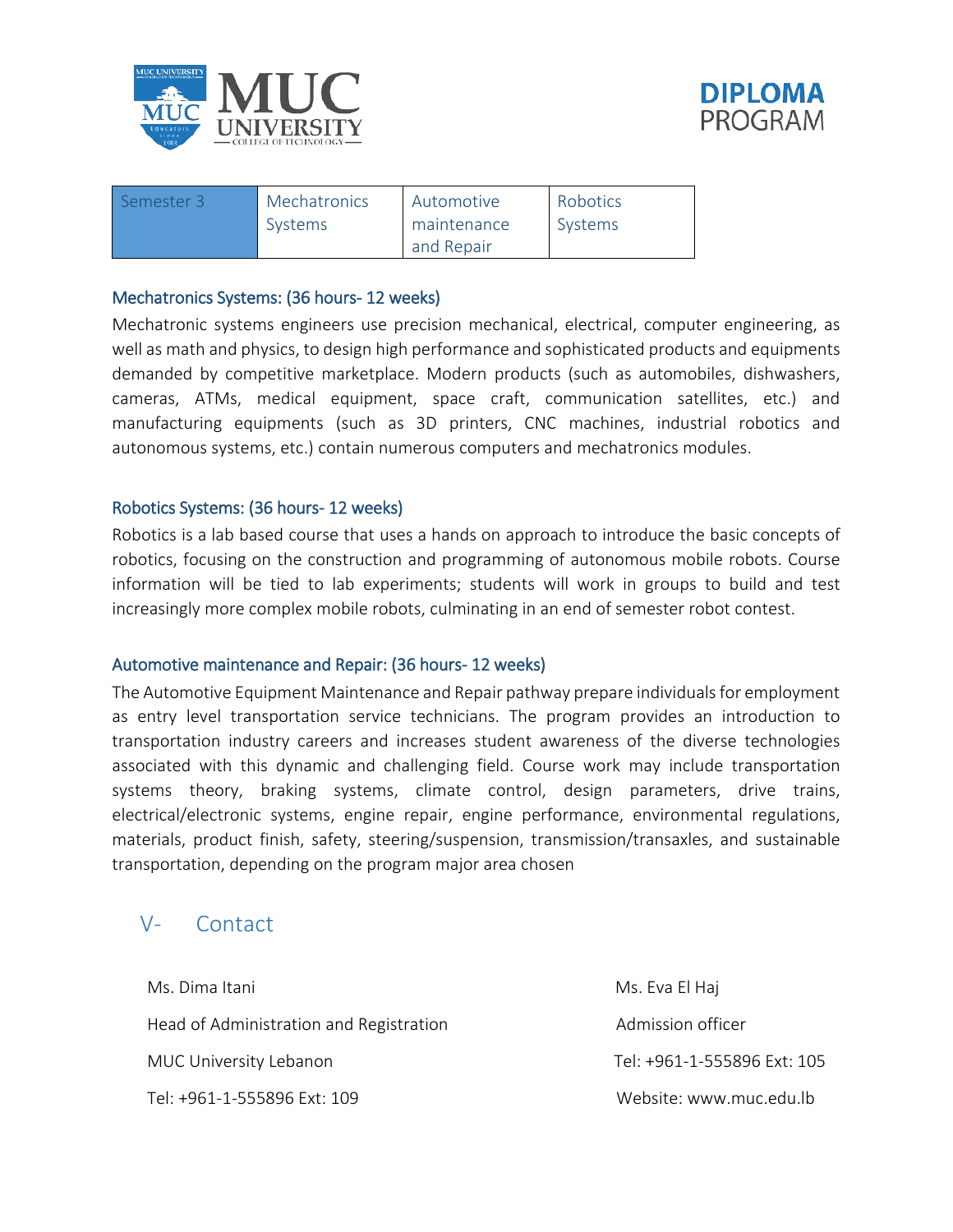| | | | |
|---|---|---|---|
| Semester 3 | Mechatronics Systems | Automotive maintenance and Repair | Robotics Systems |

### Mechatronics Systems: (36 hours- 12 weeks)

Mechatronic systems engineers use precision mechanical, electrical, computer engineering, as well as math and physics, to design high performance and sophisticated products and equipments demanded by competitive marketplace. Modern products (such as automobiles, dishwashers, cameras, ATMs, medical equipment, space craft, communication satellites, etc.) and manufacturing equipments (such as 3D printers, CNC machines, industrial robotics and autonomous systems, etc.) contain numerous computers and mechatronics modules.

### Robotics Systems: (36 hours- 12 weeks)

Robotics is a lab based course that uses a hands on approach to introduce the basic concepts of robotics, focusing on the construction and programming of autonomous mobile robots. Course information will be tied to lab experiments; students will work in groups to build and test increasingly more complex mobile robots, culminating in an end of semester robot contest.

### Automotive maintenance and Repair: (36 hours- 12 weeks)

The Automotive Equipment Maintenance and Repair pathway prepare individuals for employment as entry level transportation service technicians. The program provides an introduction to transportation industry careers and increases student awareness of the diverse technologies associated with this dynamic and challenging field. Course work may include transportation systems theory, braking systems, climate control, design parameters, drive trains, electrical/electronic systems, engine repair, engine performance, environmental regulations, materials, product finish, safety, steering/suspension, transmission/transaxles, and sustainable transportation, depending on the program major area chosen

## V- Contact

Ms. Dima Itani
Head of Administration and Registration
MUC University Lebanon
Tel: +961-1-555896 Ext: 109

Ms. Eva El Haj
Admission officer
Tel: +961-1-555896 Ext: 105
Website: www.muc.edu.lb